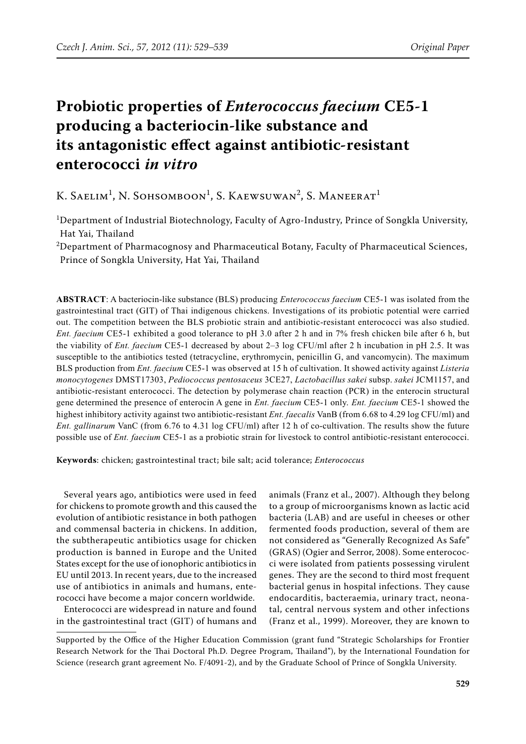# Probiotic properties of *Enterococcus faecium* CE5-1 producing a bacteriocin-like substance and its antagonistic effect against antibiotic-resistant enterococci *in vitro*

K. Saelim[1], N. Sohsomboon[1], S. Kaewsuwan[2], S. Maneerat[1]

[1]Department of Industrial Biotechnology, Faculty of Agro-Industry, Prince of Songkla University, Hat Yai, Thailand

[2]Department of Pharmacognosy and Pharmaceutical Botany, Faculty of Pharmaceutical Sciences, Prince of Songkla University, Hat Yai, Thailand

**ABSTRACT**: A bacteriocin-like substance (BLS) producing *Enterococcus faecium* CE5-1 was isolated from the gastrointestinal tract (GIT) of Thai indigenous chickens. Investigations of its probiotic potential were carried out. The competition between the BLS probiotic strain and antibiotic-resistant enterococci was also studied. *Ent. faecium* CE5-1 exhibited a good tolerance to pH 3.0 after 2 h and in 7% fresh chicken bile after 6 h, but the viability of *Ent. faecium* CE5-1 decreased by about 2–3 log CFU/ml after 2 h incubation in pH 2.5. It was susceptible to the antibiotics tested (tetracycline, erythromycin, penicillin G, and vancomycin). The maximum BLS production from *Ent. faecium* CE5-1 was observed at 15 h of cultivation. It showed activity against *Listeria monocytogenes* DMST17303, *Pediococcus pentosaceus* 3CE27, *Lactobacillus sakei* subsp. *sakei* JCM1157, and antibiotic-resistant enterococci. The detection by polymerase chain reaction (PCR) in the enterocin structural gene determined the presence of enterocin A gene in *Ent. faecium* CE5-1 only. *Ent. faecium* CE5-1 showed the highest inhibitory activity against two antibiotic-resistant *Ent. faecalis* VanB (from 6.68 to 4.29 log CFU/ml) and *Ent. gallinarum* VanC (from 6.76 to 4.31 log CFU/ml) after 12 h of co-cultivation. The results show the future possible use of *Ent. faecium* CE5-1 as a probiotic strain for livestock to control antibiotic-resistant enterococci.

**Keywords**: chicken; gastrointestinal tract; bile salt; acid tolerance; *Enterococcus*

Several years ago, antibiotics were used in feed for chickens to promote growth and this caused the evolution of antibiotic resistance in both pathogen and commensal bacteria in chickens. In addition, the subtherapeutic antibiotics usage for chicken production is banned in Europe and the United States except for the use of ionophoric antibiotics in EU until 2013. In recent years, due to the increased use of antibiotics in animals and humans, enterococci have become a major concern worldwide.

Enterococci are widespread in nature and found in the gastrointestinal tract (GIT) of humans and animals (Franz et al., 2007). Although they belong to a group of microorganisms known as lactic acid bacteria (LAB) and are useful in cheeses or other fermented foods production, several of them are not considered as "Generally Recognized As Safe" (GRAS) (Ogier and Serror, 2008). Some enterococci were isolated from patients possessing virulent genes. They are the second to third most frequent bacterial genus in hospital infections. They cause endocarditis, bacteraemia, urinary tract, neonatal, central nervous system and other infections (Franz et al., 1999). Moreover, they are known to

---

Supported by the Office of the Higher Education Commission (grant fund "Strategic Scholarships for Frontier Research Network for the Thai Doctoral Ph.D. Degree Program, Thailand"), by the International Foundation for Science (research grant agreement No. F/4091-2), and by the Graduate School of Prince of Songkla University.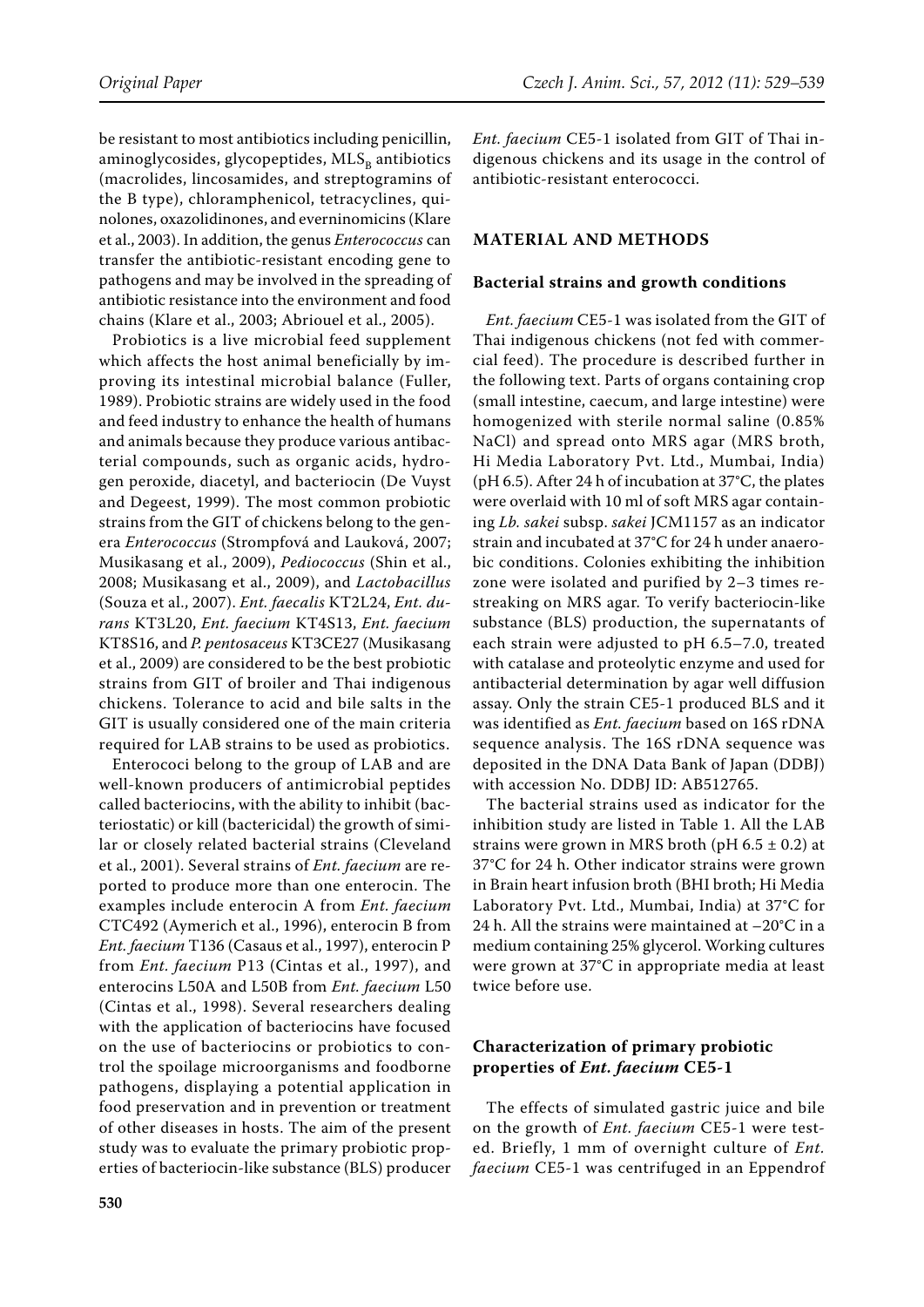be resistant to most antibiotics including penicillin, aminoglycosides, glycopeptides, $MLS_B$ antibiotics (macrolides, lincosamides, and streptogramins of the B type), chloramphenicol, tetracyclines, quinolones, oxazolidinones, and everninomicins (Klare et al., 2003). In addition, the genus *Enterococcus* can transfer the antibiotic-resistant encoding gene to pathogens and may be involved in the spreading of antibiotic resistance into the environment and food chains (Klare et al., 2003; Abriouel et al., 2005).

Probiotics is a live microbial feed supplement which affects the host animal beneficially by improving its intestinal microbial balance (Fuller, 1989). Probiotic strains are widely used in the food and feed industry to enhance the health of humans and animals because they produce various antibacterial compounds, such as organic acids, hydrogen peroxide, diacetyl, and bacteriocin (De Vuyst and Degeest, 1999). The most common probiotic strains from the GIT of chickens belong to the genera *Enterococcus* (Strompfová and Lauková, 2007; Musikasang et al., 2009), *Pediococcus* (Shin et al., 2008; Musikasang et al., 2009), and *Lactobacillus* (Souza et al., 2007). *Ent. faecalis* KT2L24, *Ent. durans* KT3L20, *Ent. faecium* KT4S13, *Ent. faecium* KT8S16, and *P. pentosaceus* KT3CE27 (Musikasang et al., 2009) are considered to be the best probiotic strains from GIT of broiler and Thai indigenous chickens. Tolerance to acid and bile salts in the GIT is usually considered one of the main criteria required for LAB strains to be used as probiotics.

Enterococi belong to the group of LAB and are well-known producers of antimicrobial peptides called bacteriocins, with the ability to inhibit (bacteriostatic) or kill (bactericidal) the growth of similar or closely related bacterial strains (Cleveland et al., 2001). Several strains of *Ent. faecium* are reported to produce more than one enterocin. The examples include enterocin A from *Ent. faecium* CTC492 (Aymerich et al., 1996), enterocin B from *Ent. faecium* T136 (Casaus et al., 1997), enterocin P from *Ent. faecium* P13 (Cintas et al., 1997), and enterocins L50A and L50B from *Ent. faecium* L50 (Cintas et al., 1998). Several researchers dealing with the application of bacteriocins have focused on the use of bacteriocins or probiotics to control the spoilage microorganisms and foodborne pathogens, displaying a potential application in food preservation and in prevention or treatment of other diseases in hosts. The aim of the present study was to evaluate the primary probiotic properties of bacteriocin-like substance (BLS) producer *Ent. faecium* CE5-1 isolated from GIT of Thai indigenous chickens and its usage in the control of antibiotic-resistant enterococci.

## MATERIAL AND METHODS

### Bacterial strains and growth conditions

*Ent. faecium* CE5-1 was isolated from the GIT of Thai indigenous chickens (not fed with commercial feed). The procedure is described further in the following text. Parts of organs containing crop (small intestine, caecum, and large intestine) were homogenized with sterile normal saline (0.85% NaCl) and spread onto MRS agar (MRS broth, Hi Media Laboratory Pvt. Ltd., Mumbai, India) (pH 6.5). After 24 h of incubation at 37°C, the plates were overlaid with 10 ml of soft MRS agar containing *Lb. sakei* subsp. *sakei* JCM1157 as an indicator strain and incubated at 37°C for 24 h under anaerobic conditions. Colonies exhibiting the inhibition zone were isolated and purified by 2–3 times restreaking on MRS agar. To verify bacteriocin-like substance (BLS) production, the supernatants of each strain were adjusted to pH 6.5–7.0, treated with catalase and proteolytic enzyme and used for antibacterial determination by agar well diffusion assay. Only the strain CE5-1 produced BLS and it was identified as *Ent. faecium* based on 16S rDNA sequence analysis. The 16S rDNA sequence was deposited in the DNA Data Bank of Japan (DDBJ) with accession No. DDBJ ID: AB512765.

The bacterial strains used as indicator for the inhibition study are listed in Table 1. All the LAB strains were grown in MRS broth (pH 6.5 ± 0.2) at 37°C for 24 h. Other indicator strains were grown in Brain heart infusion broth (BHI broth; Hi Media Laboratory Pvt. Ltd., Mumbai, India) at 37°C for 24 h. All the strains were maintained at −20°C in a medium containing 25% glycerol. Working cultures were grown at 37°C in appropriate media at least twice before use.

### Characterization of primary probiotic properties of *Ent. faecium* CE5-1

The effects of simulated gastric juice and bile on the growth of *Ent. faecium* CE5-1 were tested. Briefly, 1 mm of overnight culture of *Ent. faecium* CE5-1 was centrifuged in an Eppendrof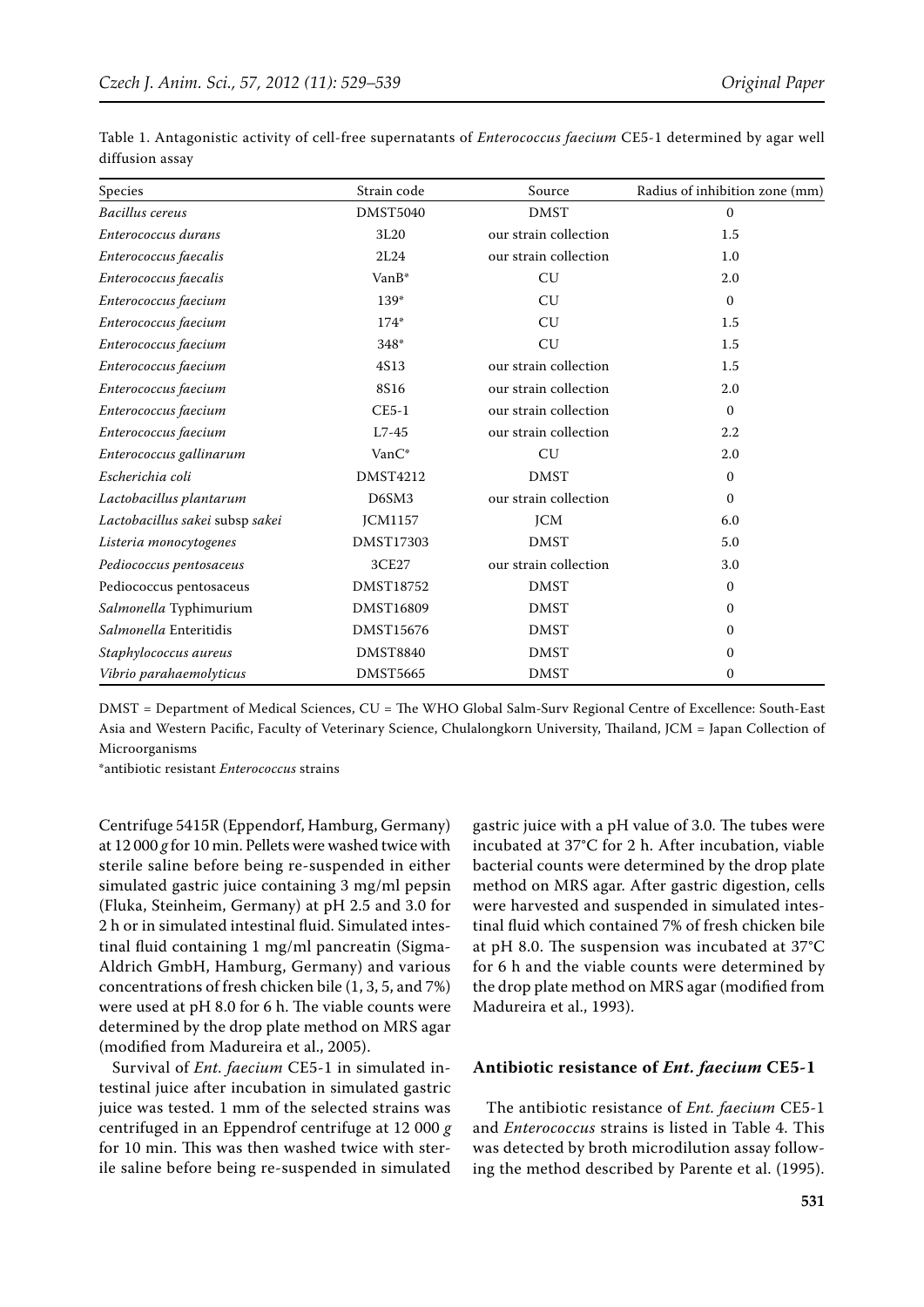Table 1. Antagonistic activity of cell-free supernatants of *Enterococcus faecium* CE5-1 determined by agar well diffusion assay

| Species | Strain code | Source | Radius of inhibition zone (mm) |
|---|---|---|---|
| *Bacillus cereus* | DMST5040 | DMST | 0 |
| *Enterococcus durans* | 3L20 | our strain collection | 1.5 |
| *Enterococcus faecalis* | 2L24 | our strain collection | 1.0 |
| *Enterococcus faecalis* | VanB* | CU | 2.0 |
| *Enterococcus faecium* | 139* | CU | 0 |
| *Enterococcus faecium* | 174* | CU | 1.5 |
| *Enterococcus faecium* | 348* | CU | 1.5 |
| *Enterococcus faecium* | 4S13 | our strain collection | 1.5 |
| *Enterococcus faecium* | 8S16 | our strain collection | 2.0 |
| *Enterococcus faecium* | CE5-1 | our strain collection | 0 |
| *Enterococcus faecium* | L7-45 | our strain collection | 2.2 |
| *Enterococcus gallinarum* | VanC* | CU | 2.0 |
| *Escherichia coli* | DMST4212 | DMST | 0 |
| *Lactobacillus plantarum* | D6SM3 | our strain collection | 0 |
| *Lactobacillus sakei* subsp *sakei* | JCM1157 | JCM | 6.0 |
| *Listeria monocytogenes* | DMST17303 | DMST | 5.0 |
| *Pediococcus pentosaceus* | 3CE27 | our strain collection | 3.0 |
| Pediococcus pentosaceus | DMST18752 | DMST | 0 |
| *Salmonella* Typhimurium | DMST16809 | DMST | 0 |
| *Salmonella* Enteritidis | DMST15676 | DMST | 0 |
| *Staphylococcus aureus* | DMST8840 | DMST | 0 |
| *Vibrio parahaemolyticus* | DMST5665 | DMST | 0 |

DMST = Department of Medical Sciences, CU = The WHO Global Salm-Surv Regional Centre of Excellence: South-East Asia and Western Pacific, Faculty of Veterinary Science, Chulalongkorn University, Thailand, JCM = Japan Collection of Microorganisms

*antibiotic resistant *Enterococcus* strains

Centrifuge 5415R (Eppendorf, Hamburg, Germany) at 12 000 *g* for 10 min. Pellets were washed twice with sterile saline before being re-suspended in either simulated gastric juice containing 3 mg/ml pepsin (Fluka, Steinheim, Germany) at pH 2.5 and 3.0 for 2 h or in simulated intestinal fluid. Simulated intestinal fluid containing 1 mg/ml pancreatin (Sigma-Aldrich GmbH, Hamburg, Germany) and various concentrations of fresh chicken bile (1, 3, 5, and 7%) were used at pH 8.0 for 6 h. The viable counts were determined by the drop plate method on MRS agar (modified from Madureira et al., 2005).

Survival of *Ent. faecium* CE5-1 in simulated intestinal juice after incubation in simulated gastric juice was tested. 1 mm of the selected strains was centrifuged in an Eppendrof centrifuge at 12 000 *g* for 10 min. This was then washed twice with sterile saline before being re-suspended in simulated gastric juice with a pH value of 3.0. The tubes were incubated at 37°C for 2 h. After incubation, viable bacterial counts were determined by the drop plate method on MRS agar. After gastric digestion, cells were harvested and suspended in simulated intestinal fluid which contained 7% of fresh chicken bile at pH 8.0. The suspension was incubated at 37°C for 6 h and the viable counts were determined by the drop plate method on MRS agar (modified from Madureira et al., 1993).

### Antibiotic resistance of *Ent. faecium* CE5-1

The antibiotic resistance of *Ent. faecium* CE5-1 and *Enterococcus* strains is listed in Table 4. This was detected by broth microdilution assay following the method described by Parente et al. (1995).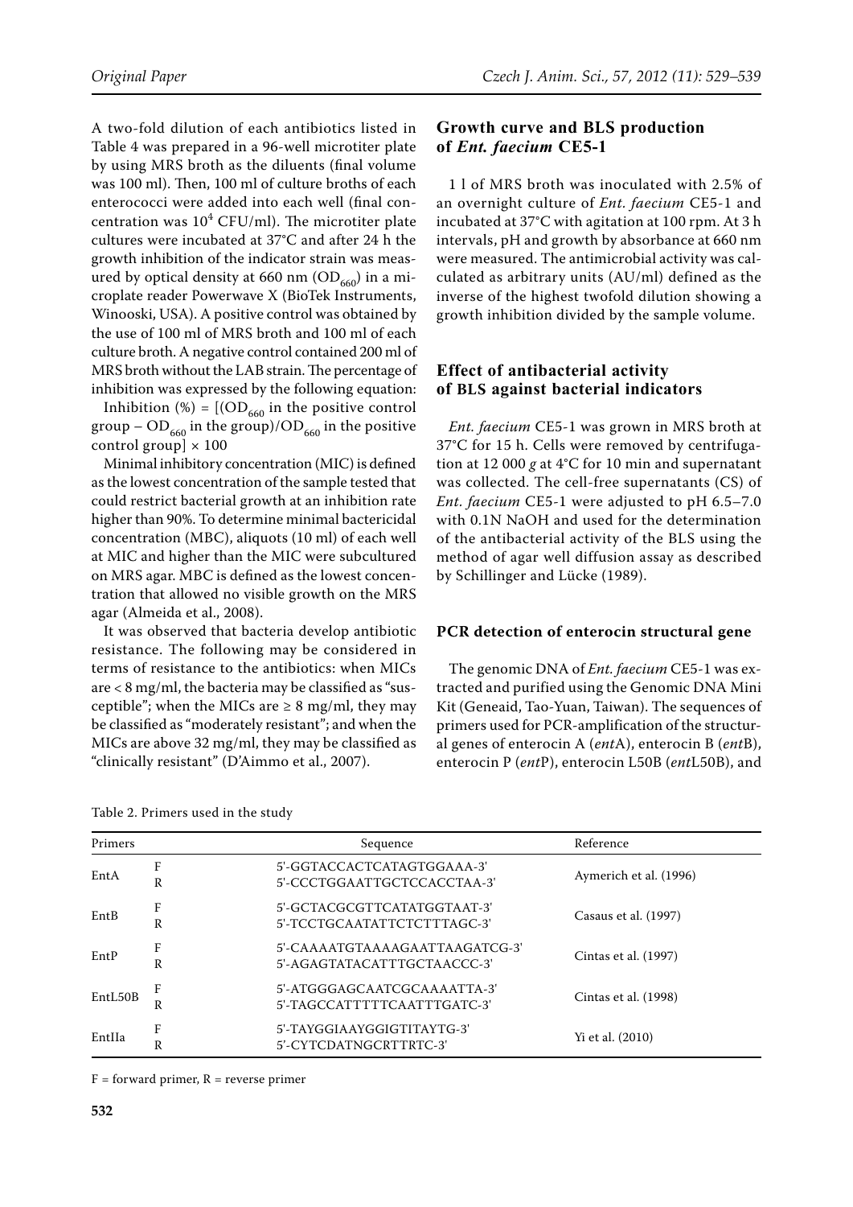A two-fold dilution of each antibiotics listed in Table 4 was prepared in a 96-well microtiter plate by using MRS broth as the diluents (final volume was 100 ml). Then, 100 ml of culture broths of each enterococci were added into each well (final concentration was $10^4$ CFU/ml). The microtiter plate cultures were incubated at 37°C and after 24 h the growth inhibition of the indicator strain was measured by optical density at 660 nm ($OD_{660}$) in a microplate reader Powerwave X (BioTek Instruments, Winooski, USA). A positive control was obtained by the use of 100 ml of MRS broth and 100 ml of each culture broth. A negative control contained 200 ml of MRS broth without the LAB strain. The percentage of inhibition was expressed by the following equation:

Inhibition (%) = [($OD_{660}$ in the positive control group – $OD_{660}$ in the group)/$OD_{660}$ in the positive control group] × 100

Minimal inhibitory concentration (MIC) is defined as the lowest concentration of the sample tested that could restrict bacterial growth at an inhibition rate higher than 90%. To determine minimal bactericidal concentration (MBC), aliquots (10 ml) of each well at MIC and higher than the MIC were subcultured on MRS agar. MBC is defined as the lowest concentration that allowed no visible growth on the MRS agar (Almeida et al., 2008).

It was observed that bacteria develop antibiotic resistance. The following may be considered in terms of resistance to the antibiotics: when MICs are < 8 mg/ml, the bacteria may be classified as "susceptible"; when the MICs are ≥ 8 mg/ml, they may be classified as "moderately resistant"; and when the MICs are above 32 mg/ml, they may be classified as "clinically resistant" (D'Aimmo et al., 2007).

## Growth curve and BLS production of *Ent. faecium* CE5-1

1 l of MRS broth was inoculated with 2.5% of an overnight culture of *Ent. faecium* CE5-1 and incubated at 37°C with agitation at 100 rpm. At 3 h intervals, pH and growth by absorbance at 660 nm were measured. The antimicrobial activity was calculated as arbitrary units (AU/ml) defined as the inverse of the highest twofold dilution showing a growth inhibition divided by the sample volume.

## Effect of antibacterial activity of BLS against bacterial indicators

*Ent. faecium* CE5-1 was grown in MRS broth at 37°C for 15 h. Cells were removed by centrifugation at 12 000 *g* at 4°C for 10 min and supernatant was collected. The cell-free supernatants (CS) of *Ent. faecium* CE5-1 were adjusted to pH 6.5–7.0 with 0.1N NaOH and used for the determination of the antibacterial activity of the BLS using the method of agar well diffusion assay as described by Schillinger and Lücke (1989).

## PCR detection of enterocin structural gene

The genomic DNA of *Ent. faecium* CE5-1 was extracted and purified using the Genomic DNA Mini Kit (Geneaid, Tao-Yuan, Taiwan). The sequences of primers used for PCR-amplification of the structural genes of enterocin A (*ent*A), enterocin B (*ent*B), enterocin P (*ent*P), enterocin L50B (*ent*L50B), and

Table 2. Primers used in the study

| Primers | | Sequence | Reference |
|---|---|---|---|
| EntA | F | 5'-GGTACCACTCATAGTGGAAA-3' | Aymerich et al. (1996) |
| | R | 5'-CCCTGGAATTGCTCCACCTAA-3' | |
| EntB | F | 5'-GCTACGCGTTCATATGGTAAT-3' | Casaus et al. (1997) |
| | R | 5'-TCCTGCAATATTCTCTTTAGC-3' | |
| EntP | F | 5'-CAAAATGTAAAAGAATTAAGATCG-3' | Cintas et al. (1997) |
| | R | 5'-AGAGTATACATTTGCTAACCC-3' | |
| EntL50B | F | 5'-ATGGGAGCAATCGCAAAATTA-3' | Cintas et al. (1998) |
| | R | 5'-TAGCCATTTTTCAATTTGATC-3' | |
| EntIIa | F | 5'-TAYGGIAAYGGIGTITAYTG-3' | Yi et al. (2010) |
| | R | 5'-CYTCDATNGCRTTRTC-3' | |

F = forward primer, R = reverse primer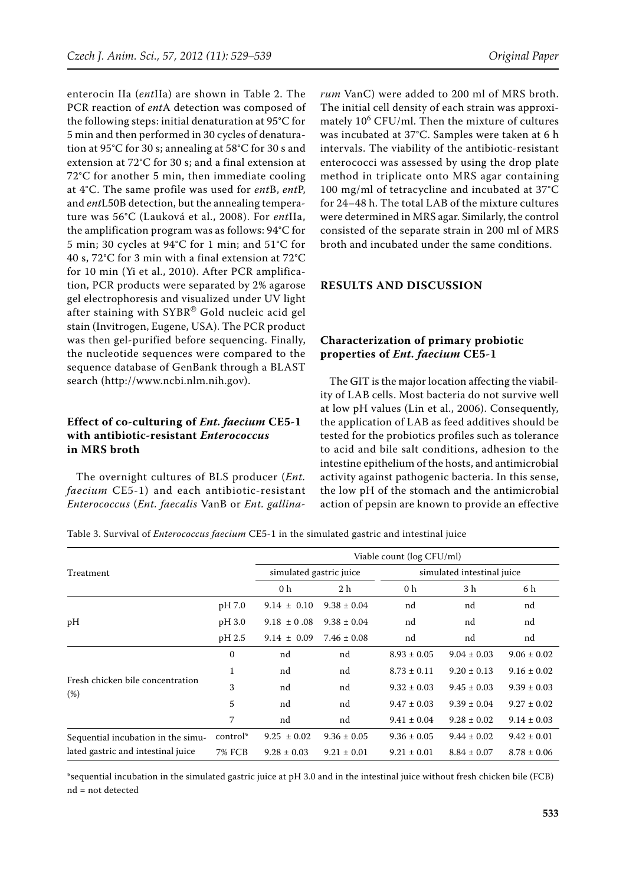enterocin IIa (*ent*IIa) are shown in Table 2. The PCR reaction of *ent*A detection was composed of the following steps: initial denaturation at 95°C for 5 min and then performed in 30 cycles of denaturation at 95°C for 30 s; annealing at 58°C for 30 s and extension at 72°C for 30 s; and a final extension at 72°C for another 5 min, then immediate cooling at 4°C. The same profile was used for *ent*B, *ent*P, and *ent*L50B detection, but the annealing temperature was 56°C (Lauková et al., 2008). For *ent*IIa, the amplification program was as follows: 94°C for 5 min; 30 cycles at 94°C for 1 min; and 51°C for 40 s, 72°C for 3 min with a final extension at 72°C for 10 min (Yi et al., 2010). After PCR amplification, PCR products were separated by 2% agarose gel electrophoresis and visualized under UV light after staining with SYBR® Gold nucleic acid gel stain (Invitrogen, Eugene, USA). The PCR product was then gel-purified before sequencing. Finally, the nucleotide sequences were compared to the sequence database of GenBank through a BLAST search (http://www.ncbi.nlm.nih.gov).

### Effect of co-culturing of *Ent. faecium* CE5-1 with antibiotic-resistant *Enterococcus* in MRS broth

The overnight cultures of BLS producer (*Ent. faecium* CE5-1) and each antibiotic-resistant *Enterococcus* (*Ent. faecalis* VanB or *Ent. gallinarum* VanC) were added to 200 ml of MRS broth. The initial cell density of each strain was approximately $10^6$ CFU/ml. Then the mixture of cultures was incubated at 37°C. Samples were taken at 6 h intervals. The viability of the antibiotic-resistant enterococci was assessed by using the drop plate method in triplicate onto MRS agar containing 100 mg/ml of tetracycline and incubated at 37°C for 24–48 h. The total LAB of the mixture cultures were determined in MRS agar. Similarly, the control consisted of the separate strain in 200 ml of MRS broth and incubated under the same conditions.

## RESULTS AND DISCUSSION

### Characterization of primary probiotic properties of *Ent. faecium* CE5-1

The GIT is the major location affecting the viability of LAB cells. Most bacteria do not survive well at low pH values (Lin et al., 2006). Consequently, the application of LAB as feed additives should be tested for the probiotics profiles such as tolerance to acid and bile salt conditions, adhesion to the intestine epithelium of the hosts, and antimicrobial activity against pathogenic bacteria. In this sense, the low pH of the stomach and the antimicrobial action of pepsin are known to provide an effective

Table 3. Survival of *Enterococcus faecium* CE5-1 in the simulated gastric and intestinal juice

| Treatment | | Viable count (log CFU/ml) | | | | |
|---|---|---|---|---|---|---|
| | | simulated gastric juice | | simulated intestinal juice | | |
| | | 0 h | 2 h | 0 h | 3 h | 6 h |
| pH | pH 7.0 | 9.14 ± 0.10 | 9.38 ± 0.04 | nd | nd | nd |
| | pH 3.0 | 9.18 ± 0 .08 | 9.38 ± 0.04 | nd | nd | nd |
| | pH 2.5 | 9.14 ± 0.09 | 7.46 ± 0.08 | nd | nd | nd |
| Fresh chicken bile concentration (%) | 0 | nd | nd | 8.93 ± 0.05 | 9.04 ± 0.03 | 9.06 ± 0.02 |
| | 1 | nd | nd | 8.73 ± 0.11 | 9.20 ± 0.13 | 9.16 ± 0.02 |
| | 3 | nd | nd | 9.32 ± 0.03 | 9.45 ± 0.03 | 9.39 ± 0.03 |
| | 5 | nd | nd | 9.47 ± 0.03 | 9.39 ± 0.04 | 9.27 ± 0.02 |
| | 7 | nd | nd | 9.41 ± 0.04 | 9.28 ± 0.02 | 9.14 ± 0.03 |
| Sequential incubation in the simulated gastric and intestinal juice | control* | 9.25 ± 0.02 | 9.36 ± 0.05 | 9.36 ± 0.05 | 9.44 ± 0.02 | 9.42 ± 0.01 |
| | 7% FCB | 9.28 ± 0.03 | 9.21 ± 0.01 | 9.21 ± 0.01 | 8.84 ± 0.07 | 8.78 ± 0.06 |

*sequential incubation in the simulated gastric juice at pH 3.0 and in the intestinal juice without fresh chicken bile (FCB)
nd = not detected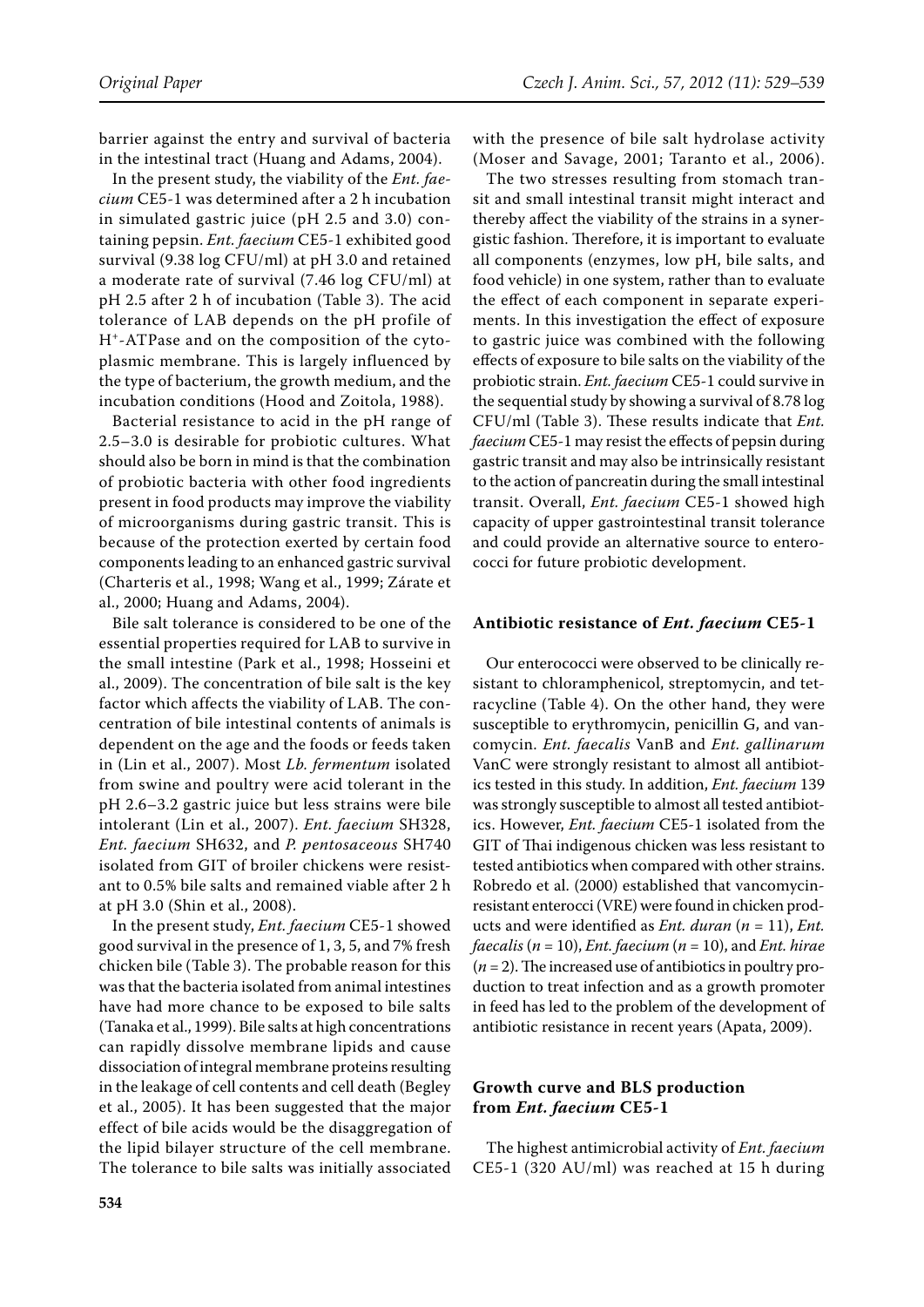barrier against the entry and survival of bacteria in the intestinal tract (Huang and Adams, 2004).

In the present study, the viability of the *Ent. faecium* CE5-1 was determined after a 2 h incubation in simulated gastric juice (pH 2.5 and 3.0) containing pepsin. *Ent. faecium* CE5-1 exhibited good survival (9.38 log CFU/ml) at pH 3.0 and retained a moderate rate of survival (7.46 log CFU/ml) at pH 2.5 after 2 h of incubation (Table 3). The acid tolerance of LAB depends on the pH profile of $H^+$-ATPase and on the composition of the cytoplasmic membrane. This is largely influenced by the type of bacterium, the growth medium, and the incubation conditions (Hood and Zoitola, 1988).

Bacterial resistance to acid in the pH range of 2.5–3.0 is desirable for probiotic cultures. What should also be born in mind is that the combination of probiotic bacteria with other food ingredients present in food products may improve the viability of microorganisms during gastric transit. This is because of the protection exerted by certain food components leading to an enhanced gastric survival (Charteris et al., 1998; Wang et al., 1999; Zárate et al., 2000; Huang and Adams, 2004).

Bile salt tolerance is considered to be one of the essential properties required for LAB to survive in the small intestine (Park et al., 1998; Hosseini et al., 2009). The concentration of bile salt is the key factor which affects the viability of LAB. The concentration of bile intestinal contents of animals is dependent on the age and the foods or feeds taken in (Lin et al., 2007). Most *Lb. fermentum* isolated from swine and poultry were acid tolerant in the pH 2.6–3.2 gastric juice but less strains were bile intolerant (Lin et al., 2007). *Ent. faecium* SH328, *Ent. faecium* SH632, and *P. pentosaceous* SH740 isolated from GIT of broiler chickens were resistant to 0.5% bile salts and remained viable after 2 h at pH 3.0 (Shin et al., 2008).

In the present study, *Ent. faecium* CE5-1 showed good survival in the presence of 1, 3, 5, and 7% fresh chicken bile (Table 3). The probable reason for this was that the bacteria isolated from animal intestines have had more chance to be exposed to bile salts (Tanaka et al., 1999). Bile salts at high concentrations can rapidly dissolve membrane lipids and cause dissociation of integral membrane proteins resulting in the leakage of cell contents and cell death (Begley et al., 2005). It has been suggested that the major effect of bile acids would be the disaggregation of the lipid bilayer structure of the cell membrane. The tolerance to bile salts was initially associated with the presence of bile salt hydrolase activity (Moser and Savage, 2001; Taranto et al., 2006).

The two stresses resulting from stomach transit and small intestinal transit might interact and thereby affect the viability of the strains in a synergistic fashion. Therefore, it is important to evaluate all components (enzymes, low pH, bile salts, and food vehicle) in one system, rather than to evaluate the effect of each component in separate experiments. In this investigation the effect of exposure to gastric juice was combined with the following effects of exposure to bile salts on the viability of the probiotic strain. *Ent. faecium* CE5-1 could survive in the sequential study by showing a survival of 8.78 log CFU/ml (Table 3). These results indicate that *Ent. faecium* CE5-1 may resist the effects of pepsin during gastric transit and may also be intrinsically resistant to the action of pancreatin during the small intestinal transit. Overall, *Ent. faecium* CE5-1 showed high capacity of upper gastrointestinal transit tolerance and could provide an alternative source to enterococci for future probiotic development.

## Antibiotic resistance of *Ent. faecium* CE5-1

Our enterococci were observed to be clinically resistant to chloramphenicol, streptomycin, and tetracycline (Table 4). On the other hand, they were susceptible to erythromycin, penicillin G, and vancomycin. *Ent. faecalis* VanB and *Ent. gallinarum* VanC were strongly resistant to almost all antibiotics tested in this study. In addition, *Ent. faecium* 139 was strongly susceptible to almost all tested antibiotics. However, *Ent. faecium* CE5-1 isolated from the GIT of Thai indigenous chicken was less resistant to tested antibiotics when compared with other strains. Robredo et al. (2000) established that vancomycin-resistant enterococci (VRE) were found in chicken products and were identified as *Ent. duran* ($n$ = 11), *Ent. faecalis* ($n$ = 10), *Ent. faecium* ($n$ = 10), and *Ent. hirae* ($n$ = 2). The increased use of antibiotics in poultry production to treat infection and as a growth promoter in feed has led to the problem of the development of antibiotic resistance in recent years (Apata, 2009).

## Growth curve and BLS production from *Ent. faecium* CE5-1

The highest antimicrobial activity of *Ent. faecium* CE5-1 (320 AU/ml) was reached at 15 h during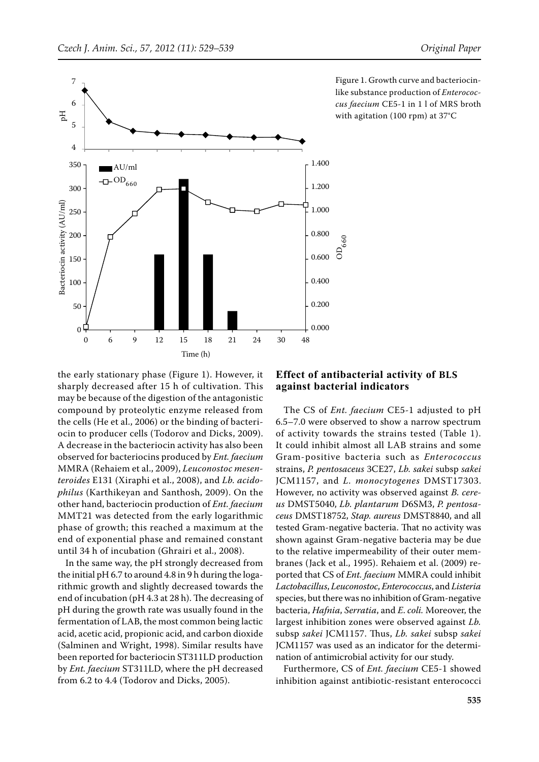Figure 1. Growth curve and bacteriocin-like substance production of *Enterococcus faecium* CE5-1 in 1 l of MRS broth with agitation (100 rpm) at 37°C

the early stationary phase (Figure 1). However, it sharply decreased after 15 h of cultivation. This may be because of the digestion of the antagonistic compound by proteolytic enzyme released from the cells (He et al., 2006) or the binding of bacteriocin to producer cells (Todorov and Dicks, 2009). A decrease in the bacteriocin activity has also been observed for bacteriocins produced by *Ent. faecium* MMRA (Rehaiem et al., 2009), *Leuconostoc mesenteroides* E131 (Xiraphi et al., 2008), and *Lb. acidophilus* (Karthikeyan and Santhosh, 2009). On the other hand, bacteriocin production of *Ent. faecium* MMT21 was detected from the early logarithmic phase of growth; this reached a maximum at the end of exponential phase and remained constant until 34 h of incubation (Ghrairi et al., 2008).

In the same way, the pH strongly decreased from the initial pH 6.7 to around 4.8 in 9 h during the logarithmic growth and slightly decreased towards the end of incubation (pH 4.3 at 28 h). The decreasing of pH during the growth rate was usually found in the fermentation of LAB, the most common being lactic acid, acetic acid, propionic acid, and carbon dioxide (Salminen and Wright, 1998). Similar results have been reported for bacteriocin ST311LD production by *Ent. faecium* ST311LD, where the pH decreased from 6.2 to 4.4 (Todorov and Dicks, 2005).

## Effect of antibacterial activity of BLS against bacterial indicators

The CS of *Ent. faecium* CE5-1 adjusted to pH 6.5–7.0 were observed to show a narrow spectrum of activity towards the strains tested (Table 1). It could inhibit almost all LAB strains and some Gram-positive bacteria such as *Enterococcus* strains, *P. pentosaceus* 3CE27, *Lb. sakei* subsp *sakei* JCM1157, and *L. monocytogenes* DMST17303. However, no activity was observed against *B. cereus* DMST5040, *Lb. plantarum* D6SM3, *P. pentosaceus* DMST18752, *Stap. aureus* DMST8840, and all tested Gram-negative bacteria. That no activity was shown against Gram-negative bacteria may be due to the relative impermeability of their outer membranes (Jack et al., 1995). Rehaiem et al. (2009) reported that CS of *Ent. faecium* MMRA could inhibit *Lactobacillus*, *Leuconostoc*, *Enterococcus*, and *Listeria* species, but there was no inhibition of Gram-negative bacteria, *Hafnia*, *Serratia*, and *E. coli.* Moreover, the largest inhibition zones were observed against *Lb.* subsp *sakei* JCM1157. Thus, *Lb. sakei* subsp *sakei* JCM1157 was used as an indicator for the determination of antimicrobial activity for our study.

Furthermore, CS of *Ent. faecium* CE5-1 showed inhibition against antibiotic-resistant enterococci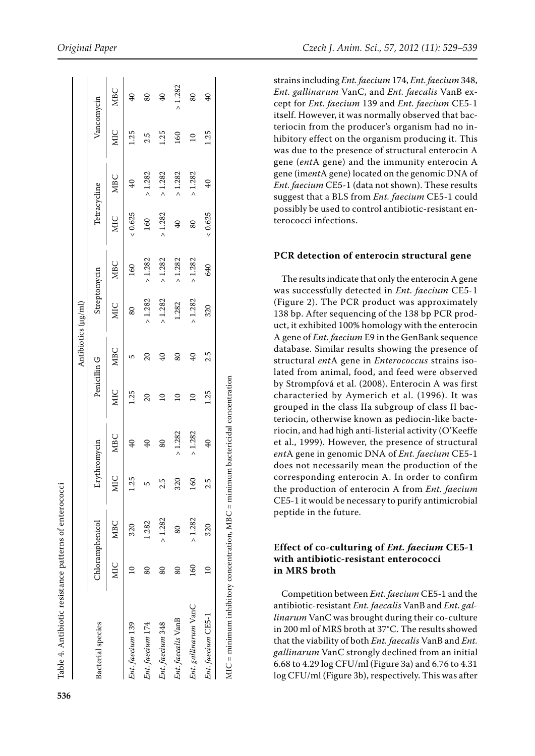Table 4. Antibiotic resistance patterns of enterococci

| Bacterial species | Antibiotics (μg/ml) | | | | | | | | | | | |
|---|---|---|---|---|---|---|---|---|---|---|---|---|
| | Chloramphenicol | | Erythromycin | | Penicillin G | | Streptomycin | | Tetracycline | | Vancomycin | |
| | MIC | MBC | MIC | MBC | MIC | MBC | MIC | MBC | MIC | MBC | MIC | MBC |
| *Ent. faecium* 139 | 10 | 320 | 1.25 | 40 | 1.25 | 5 | 80 | 160 | < 0.625 | 40 | 1.25 | 40 |
| *Ent. faecium* 174 | 80 | 1.282 | 5 | 40 | 20 | 20 | > 1.282 | > 1.282 | 160 | > 1.282 | 2.5 | 80 |
| *Ent. faecium* 348 | 80 | > 1.282 | 2.5 | 80 | 10 | 40 | > 1.282 | > 1.282 | > 1.282 | > 1.282 | 1.25 | 40 |
| *Ent. faecalis* VanB | 80 | 80 | 320 | > 1.282 | 10 | 80 | 1.282 | > 1.282 | 40 | > 1.282 | 160 | > 1.282 |
| *Ent. gallinarum* VanC | 160 | > 1.282 | 160 | > 1.282 | 10 | 40 | > 1.282 | > 1.282 | 80 | > 1.282 | 10 | 80 |
| *Ent. faecium* CE5-1 | 10 | 320 | 2.5 | 40 | 1.25 | 2.5 | 320 | 640 | < 0.625 | 40 | 1.25 | 40 |

MIC = minimum inhibitory concentration, MBC = minimum bactericidal concentration

strains including *Ent. faecium* 174, *Ent. faecium* 348, *Ent. gallinarum* VanC, and *Ent. faecalis* VanB except for *Ent. faecium* 139 and *Ent. faecium* CE5-1 itself. However, it was normally observed that bacteriocin from the producer's organism had no inhibitory effect on the organism producing it. This was due to the presence of structural enterocin A gene (*ent*A gene) and the immunity enterocin A gene (im*ent*A gene) located on the genomic DNA of *Ent. faecium* CE5-1 (data not shown). These results suggest that a BLS from *Ent. faecium* CE5-1 could possibly be used to control antibiotic-resistant enterococci infections.

### PCR detection of enterocin structural gene

The results indicate that only the enterocin A gene was successfully detected in *Ent. faecium* CE5-1 (Figure 2). The PCR product was approximately 138 bp. After sequencing of the 138 bp PCR product, it exhibited 100% homology with the enterocin A gene of *Ent. faecium* E9 in the GenBank sequence database. Similar results showing the presence of structural *ent*A gene in *Enterococcus* strains isolated from animal, food, and feed were observed by Strompfová et al. (2008). Enterocin A was first characteried by Aymerich et al. (1996). It was grouped in the class IIa subgroup of class II bacteriocin, otherwise known as pediocin-like bacteriocin, and had high anti-listerial activity (O'Keeffe et al., 1999). However, the presence of structural *ent*A gene in genomic DNA of *Ent. faecium* CE5-1 does not necessarily mean the production of the corresponding enterocin A. In order to confirm the production of enterocin A from *Ent. faecium* CE5-1 it would be necessary to purify antimicrobial peptide in the future.

### Effect of co-culturing of *Ent. faecium* CE5-1 with antibiotic-resistant enterococci in MRS broth

Competition between *Ent. faecium* CE5-1 and the antibiotic-resistant *Ent. faecalis* VanB and *Ent. gallinarum* VanC was brought during their co-culture in 200 ml of MRS broth at 37°C. The results showed that the viability of both *Ent. faecalis* VanB and *Ent. gallinarum* VanC strongly declined from an initial 6.68 to 4.29 log CFU/ml (Figure 3a) and 6.76 to 4.31 log CFU/ml (Figure 3b), respectively. This was after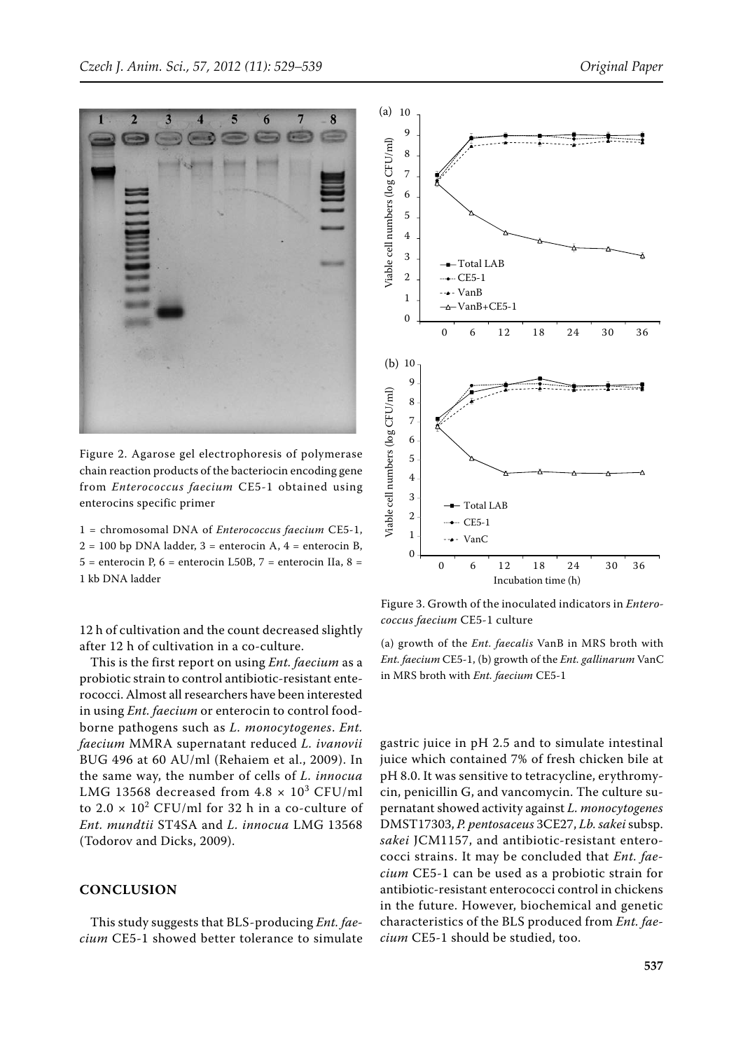Figure 2. Agarose gel electrophoresis of polymerase chain reaction products of the bacteriocin encoding gene from *Enterococcus faecium* CE5-1 obtained using enterocins specific primer

1 = chromosomal DNA of *Enterococcus faecium* CE5-1, 2 = 100 bp DNA ladder, 3 = enterocin A, 4 = enterocin B, 5 = enterocin P, 6 = enterocin L50B, 7 = enterocin IIa, 8 = 1 kb DNA ladder

Figure 3. Growth of the inoculated indicators in *Enterococcus faecium* CE5-1 culture

(a) growth of the *Ent. faecalis* VanB in MRS broth with *Ent. faecium* CE5-1, (b) growth of the *Ent. gallinarum* VanC in MRS broth with *Ent. faecium* CE5-1

12 h of cultivation and the count decreased slightly after 12 h of cultivation in a co-culture.

This is the first report on using *Ent. faecium* as a probiotic strain to control antibiotic-resistant enterococci. Almost all researchers have been interested in using *Ent. faecium* or enterocin to control foodborne pathogens such as *L. monocytogenes*. *Ent. faecium* MMRA supernatant reduced *L. ivanovii* BUG 496 at 60 AU/ml (Rehaiem et al., 2009). In the same way, the number of cells of *L. innocua* LMG 13568 decreased from $4.8 \times 10^3$ CFU/ml to $2.0 \times 10^2$ CFU/ml for 32 h in a co-culture of *Ent. mundtii* ST4SA and *L. innocua* LMG 13568 (Todorov and Dicks, 2009).

## CONCLUSION

This study suggests that BLS-producing *Ent. faecium* CE5-1 showed better tolerance to simulate gastric juice in pH 2.5 and to simulate intestinal juice which contained 7% of fresh chicken bile at pH 8.0. It was sensitive to tetracycline, erythromycin, penicillin G, and vancomycin. The culture supernatant showed activity against *L. monocytogenes* DMST17303, *P. pentosaceus* 3CE27, *Lb. sakei* subsp. *sakei* JCM1157, and antibiotic-resistant enterococci strains. It may be concluded that *Ent. faecium* CE5-1 can be used as a probiotic strain for antibiotic-resistant enterococci control in chickens in the future. However, biochemical and genetic characteristics of the BLS produced from *Ent. faecium* CE5-1 should be studied, too.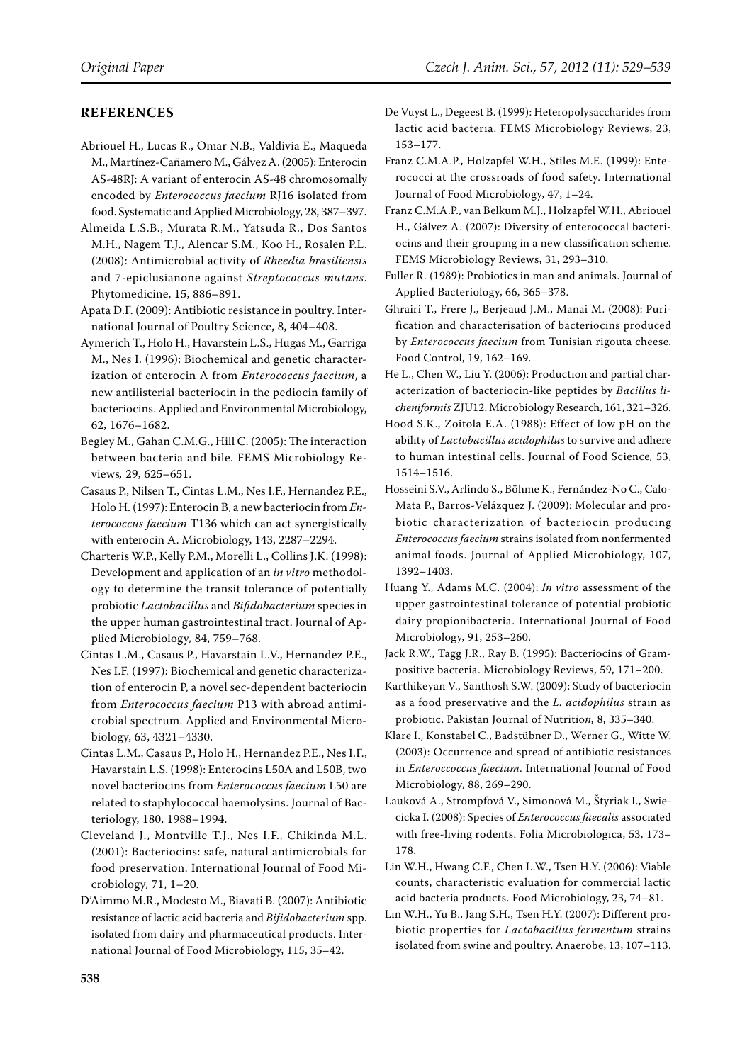## REFERENCES

Abriouel H., Lucas R., Omar N.B., Valdivia E., Maqueda M., Martínez-Cañamero M., Gálvez A. (2005): Enterocin AS-48RJ: A variant of enterocin AS-48 chromosomally encoded by *Enterococcus faecium* RJ16 isolated from food. Systematic and Applied Microbiology, 28, 387–397.

Almeida L.S.B., Murata R.M., Yatsuda R., Dos Santos M.H., Nagem T.J., Alencar S.M., Koo H., Rosalen P.L. (2008): Antimicrobial activity of *Rheedia brasiliensis* and 7-epiclusianone against *Streptococcus mutans*. Phytomedicine, 15, 886–891.

Apata D.F. (2009): Antibiotic resistance in poultry. International Journal of Poultry Science, 8, 404–408.

Aymerich T., Holo H., Havarstein L.S., Hugas M., Garriga M., Nes I. (1996): Biochemical and genetic characterization of enterocin A from *Enterococcus faecium*, a new antilisterial bacteriocin in the pediocin family of bacteriocins. Applied and Environmental Microbiology, 62, 1676–1682.

Begley M., Gahan C.M.G., Hill C. (2005): The interaction between bacteria and bile. FEMS Microbiology Reviews*,* 29, 625–651.

Casaus P., Nilsen T., Cintas L.M., Nes I.F., Hernandez P.E., Holo H. (1997): Enterocin B, a new bacteriocin from *Enterococcus faecium* T136 which can act synergistically with enterocin A. Microbiology, 143, 2287–2294.

Charteris W.P., Kelly P.M., Morelli L., Collins J.K. (1998): Development and application of an *in vitro* methodology to determine the transit tolerance of potentially probiotic *Lactobacillus* and *Bifidobacterium* species in the upper human gastrointestinal tract. Journal of Applied Microbiology*,* 84, 759–768.

Cintas L.M., Casaus P., Havarstain L.V., Hernandez P.E., Nes I.F. (1997): Biochemical and genetic characterization of enterocin P, a novel sec-dependent bacteriocin from *Enterococcus faecium* P13 with abroad antimicrobial spectrum. Applied and Environmental Microbiology, 63, 4321–4330.

Cintas L.M., Casaus P., Holo H., Hernandez P.E., Nes I.F., Havarstain L.S. (1998): Enterocins L50A and L50B, two novel bacteriocins from *Enterococcus faecium* L50 are related to staphylococcal haemolysins. Journal of Bacteriology, 180, 1988–1994.

Cleveland J., Montville T.J., Nes I.F., Chikinda M.L. (2001): Bacteriocins: safe, natural antimicrobials for food preservation. International Journal of Food Microbiology*,* 71, 1–20.

D'Aimmo M.R., Modesto M., Biavati B. (2007): Antibiotic resistance of lactic acid bacteria and *Bifidobacterium* spp. isolated from dairy and pharmaceutical products. International Journal of Food Microbiology, 115, 35–42.

De Vuyst L., Degeest B. (1999): Heteropolysaccharides from lactic acid bacteria. FEMS Microbiology Reviews, 23, 153–177.

Franz C.M.A.P., Holzapfel W.H., Stiles M.E. (1999): Enterococci at the crossroads of food safety. International Journal of Food Microbiology, 47, 1–24.

Franz C.M.A.P., van Belkum M.J., Holzapfel W.H., Abriouel H., Gálvez A. (2007): Diversity of enterococcal bacteriocins and their grouping in a new classification scheme. FEMS Microbiology Reviews, 31, 293–310.

Fuller R. (1989): Probiotics in man and animals. Journal of Applied Bacteriology, 66, 365–378.

Ghrairi T., Frere J., Berjeaud J.M., Manai M. (2008): Purification and characterisation of bacteriocins produced by *Enterococcus faecium* from Tunisian rigouta cheese. Food Control, 19, 162–169.

He L., Chen W., Liu Y. (2006): Production and partial characterization of bacteriocin-like peptides by *Bacillus licheniformis* ZJU12. Microbiology Research, 161, 321–326.

Hood S.K., Zoitola E.A. (1988): Effect of low pH on the ability of *Lactobacillus acidophilus* to survive and adhere to human intestinal cells. Journal of Food Science*,* 53, 1514–1516.

Hosseini S.V., Arlindo S., Böhme K., Fernández-No C., Calo-Mata P., Barros-Velázquez J. (2009): Molecular and probiotic characterization of bacteriocin producing *Enterococcus faecium* strains isolated from nonfermented animal foods. Journal of Applied Microbiology, 107, 1392–1403.

Huang Y., Adams M.C. (2004): *In vitro* assessment of the upper gastrointestinal tolerance of potential probiotic dairy propionibacteria. International Journal of Food Microbiology, 91, 253–260.

Jack R.W., Tagg J.R., Ray B. (1995): Bacteriocins of Gram-positive bacteria. Microbiology Reviews, 59, 171–200.

Karthikeyan V., Santhosh S.W. (2009): Study of bacteriocin as a food preservative and the *L. acidophilus* strain as probiotic. Pakistan Journal of Nutrition*,* 8, 335–340.

Klare I., Konstabel C., Badstübner D., Werner G., Witte W. (2003): Occurrence and spread of antibiotic resistances in *Enteroccoccus faecium*. International Journal of Food Microbiology*,* 88, 269–290.

Lauková A., Strompfová V., Simonová M., Štyriak I., Swiecicka I. (2008): Species of *Enterococcus faecalis* associated with free-living rodents. Folia Microbiologica, 53, 173–178.

Lin W.H., Hwang C.F., Chen L.W., Tsen H.Y. (2006): Viable counts, characteristic evaluation for commercial lactic acid bacteria products. Food Microbiology, 23, 74–81.

Lin W.H., Yu B., Jang S.H., Tsen H.Y. (2007): Different probiotic properties for *Lactobacillus fermentum* strains isolated from swine and poultry. Anaerobe, 13, 107–113.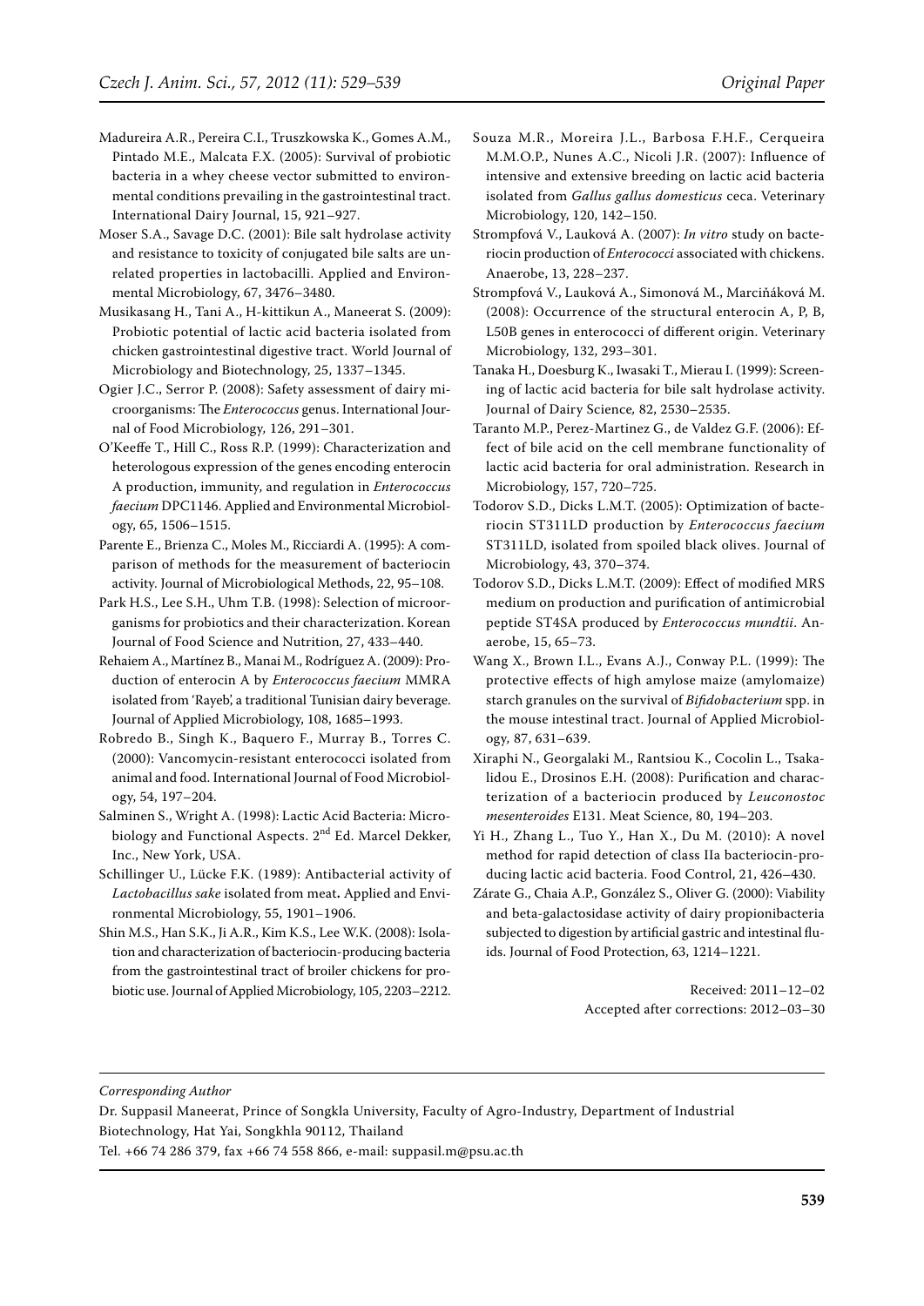Madureira A.R., Pereira C.I., Truszkowska K., Gomes A.M., Pintado M.E., Malcata F.X. (2005): Survival of probiotic bacteria in a whey cheese vector submitted to environmental conditions prevailing in the gastrointestinal tract. International Dairy Journal, 15, 921–927.

Moser S.A., Savage D.C. (2001): Bile salt hydrolase activity and resistance to toxicity of conjugated bile salts are unrelated properties in lactobacilli. Applied and Environmental Microbiology, 67, 3476–3480.

Musikasang H., Tani A., H-kittikun A., Maneerat S. (2009): Probiotic potential of lactic acid bacteria isolated from chicken gastrointestinal digestive tract. World Journal of Microbiology and Biotechnology, 25, 1337–1345.

Ogier J.C., Serror P. (2008): Safety assessment of dairy microorganisms: The *Enterococcus* genus. International Journal of Food Microbiology, 126, 291–301.

O'Keeffe T., Hill C., Ross R.P. (1999): Characterization and heterologous expression of the genes encoding enterocin A production, immunity, and regulation in *Enterococcus faecium* DPC1146. Applied and Environmental Microbiology, 65, 1506–1515.

Parente E., Brienza C., Moles M., Ricciardi A. (1995): A comparison of methods for the measurement of bacteriocin activity. Journal of Microbiological Methods, 22, 95–108.

Park H.S., Lee S.H., Uhm T.B. (1998): Selection of microorganisms for probiotics and their characterization. Korean Journal of Food Science and Nutrition, 27, 433–440.

Rehaiem A., Martínez B., Manai M., Rodríguez A. (2009): Production of enterocin A by *Enterococcus faecium* MMRA isolated from 'Rayeb', a traditional Tunisian dairy beverage. Journal of Applied Microbiology, 108, 1685–1993.

Robredo B., Singh K., Baquero F., Murray B., Torres C. (2000): Vancomycin-resistant enterococci isolated from animal and food. International Journal of Food Microbiology, 54, 197–204.

Salminen S., Wright A. (1998): Lactic Acid Bacteria: Microbiology and Functional Aspects. 2nd Ed. Marcel Dekker, Inc., New York, USA.

Schillinger U., Lücke F.K. (1989): Antibacterial activity of *Lactobacillus sake* isolated from meat. Applied and Environmental Microbiology, 55, 1901–1906.

Shin M.S., Han S.K., Ji A.R., Kim K.S., Lee W.K. (2008): Isolation and characterization of bacteriocin-producing bacteria from the gastrointestinal tract of broiler chickens for probiotic use. Journal of Applied Microbiology, 105, 2203–2212.

Souza M.R., Moreira J.L., Barbosa F.H.F., Cerqueira M.M.O.P., Nunes A.C., Nicoli J.R. (2007): Influence of intensive and extensive breeding on lactic acid bacteria isolated from *Gallus gallus domesticus* ceca. Veterinary Microbiology, 120, 142–150.

Strompfová V., Lauková A. (2007): *In vitro* study on bacteriocin production of *Enterococci* associated with chickens. Anaerobe, 13, 228–237.

Strompfová V., Lauková A., Simonová M., Marciňáková M. (2008): Occurrence of the structural enterocin A, P, B, L50B genes in enterococci of different origin. Veterinary Microbiology, 132, 293–301.

Tanaka H., Doesburg K., Iwasaki T., Mierau I. (1999): Screening of lactic acid bacteria for bile salt hydrolase activity. Journal of Dairy Science, 82, 2530–2535.

Taranto M.P., Perez-Martinez G., de Valdez G.F. (2006): Effect of bile acid on the cell membrane functionality of lactic acid bacteria for oral administration. Research in Microbiology, 157, 720–725.

Todorov S.D., Dicks L.M.T. (2005): Optimization of bacteriocin ST311LD production by *Enterococcus faecium* ST311LD, isolated from spoiled black olives. Journal of Microbiology, 43, 370–374.

Todorov S.D., Dicks L.M.T. (2009): Effect of modified MRS medium on production and purification of antimicrobial peptide ST4SA produced by *Enterococcus mundtii*. Anaerobe, 15, 65–73.

Wang X., Brown I.L., Evans A.J., Conway P.L. (1999): The protective effects of high amylose maize (amylomaize) starch granules on the survival of *Bifidobacterium* spp. in the mouse intestinal tract. Journal of Applied Microbiology, 87, 631–639.

Xiraphi N., Georgalaki M., Rantsiou K., Cocolin L., Tsakalidou E., Drosinos E.H. (2008): Purification and characterization of a bacteriocin produced by *Leuconostoc mesenteroides* E131. Meat Science, 80, 194–203.

Yi H., Zhang L., Tuo Y., Han X., Du M. (2010): A novel method for rapid detection of class IIa bacteriocin-producing lactic acid bacteria. Food Control, 21, 426–430.

Zárate G., Chaia A.P., González S., Oliver G. (2000): Viability and beta-galactosidase activity of dairy propionibacteria subjected to digestion by artificial gastric and intestinal fluids. Journal of Food Protection, 63, 1214–1221.

Received: 2011–12–02
Accepted after corrections: 2012–03–30

*Corresponding Author*

Dr. Suppasil Maneerat, Prince of Songkla University, Faculty of Agro-Industry, Department of Industrial Biotechnology, Hat Yai, Songkhla 90112, Thailand
Tel. +66 74 286 379, fax +66 74 558 866, e-mail: suppasil.m@psu.ac.th